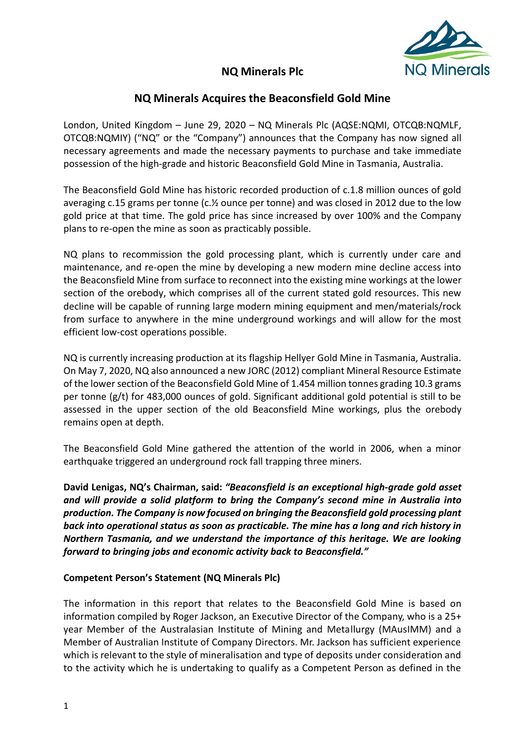## NQ Minerals Plc

# NQ Minerals Acquires the Beaconsfield Gold Mine

London, United Kingdom – June 29, 2020 – NQ Minerals Plc (AQSE:NQMI, OTCQB:NQMLF, OTCQB:NQMIY) ("NQ" or the "Company") announces that the Company has now signed all necessary agreements and made the necessary payments to purchase and take immediate possession of the high-grade and historic Beaconsfield Gold Mine in Tasmania, Australia.

The Beaconsfield Gold Mine has historic recorded production of c.1.8 million ounces of gold averaging c.15 grams per tonne (c.½ ounce per tonne) and was closed in 2012 due to the low gold price at that time. The gold price has since increased by over 100% and the Company plans to re-open the mine as soon as practicably possible.

NQ plans to recommission the gold processing plant, which is currently under care and maintenance, and re-open the mine by developing a new modern mine decline access into the Beaconsfield Mine from surface to reconnect into the existing mine workings at the lower section of the orebody, which comprises all of the current stated gold resources. This new decline will be capable of running large modern mining equipment and men/materials/rock from surface to anywhere in the mine underground workings and will allow for the most efficient low-cost operations possible.

NQ is currently increasing production at its flagship Hellyer Gold Mine in Tasmania, Australia. On May 7, 2020, NQ also announced a new JORC (2012) compliant Mineral Resource Estimate of the lower section of the Beaconsfield Gold Mine of 1.454 million tonnes grading 10.3 grams per tonne (g/t) for 483,000 ounces of gold. Significant additional gold potential is still to be assessed in the upper section of the old Beaconsfield Mine workings, plus the orebody remains open at depth.

The Beaconsfield Gold Mine gathered the attention of the world in 2006, when a minor earthquake triggered an underground rock fall trapping three miners.

**David Lenigas, NQ's Chairman, said:** ***"Beaconsfield is an exceptional high-grade gold asset and will provide a solid platform to bring the Company's second mine in Australia into production. The Company is now focused on bringing the Beaconsfield gold processing plant back into operational status as soon as practicable. The mine has a long and rich history in Northern Tasmania, and we understand the importance of this heritage. We are looking forward to bringing jobs and economic activity back to Beaconsfield."***

**Competent Person's Statement (NQ Minerals Plc)**

The information in this report that relates to the Beaconsfield Gold Mine is based on information compiled by Roger Jackson, an Executive Director of the Company, who is a 25+ year Member of the Australasian Institute of Mining and Metallurgy (MAusIMM) and a Member of Australian Institute of Company Directors. Mr. Jackson has sufficient experience which is relevant to the style of mineralisation and type of deposits under consideration and to the activity which he is undertaking to qualify as a Competent Person as defined in the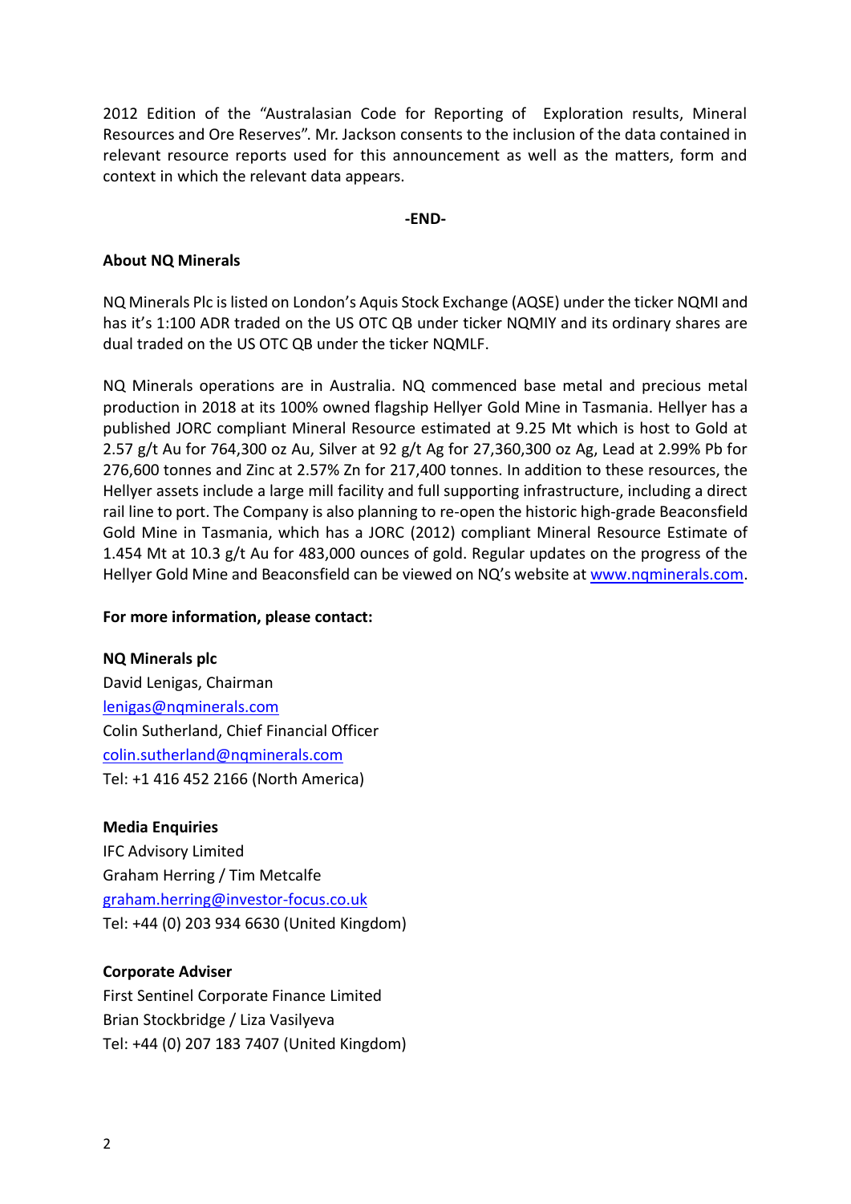2012 Edition of the "Australasian Code for Reporting of Exploration results, Mineral Resources and Ore Reserves". Mr. Jackson consents to the inclusion of the data contained in relevant resource reports used for this announcement as well as the matters, form and context in which the relevant data appears.

**-END-**

**About NQ Minerals**

NQ Minerals Plc is listed on London's Aquis Stock Exchange (AQSE) under the ticker NQMI and has it's 1:100 ADR traded on the US OTC QB under ticker NQMIY and its ordinary shares are dual traded on the US OTC QB under the ticker NQMLF.

NQ Minerals operations are in Australia. NQ commenced base metal and precious metal production in 2018 at its 100% owned flagship Hellyer Gold Mine in Tasmania. Hellyer has a published JORC compliant Mineral Resource estimated at 9.25 Mt which is host to Gold at 2.57 g/t Au for 764,300 oz Au, Silver at 92 g/t Ag for 27,360,300 oz Ag, Lead at 2.99% Pb for 276,600 tonnes and Zinc at 2.57% Zn for 217,400 tonnes. In addition to these resources, the Hellyer assets include a large mill facility and full supporting infrastructure, including a direct rail line to port. The Company is also planning to re-open the historic high-grade Beaconsfield Gold Mine in Tasmania, which has a JORC (2012) compliant Mineral Resource Estimate of 1.454 Mt at 10.3 g/t Au for 483,000 ounces of gold. Regular updates on the progress of the Hellyer Gold Mine and Beaconsfield can be viewed on NQ's website at www.nqminerals.com.

**For more information, please contact:**

**NQ Minerals plc**
David Lenigas, Chairman
lenigas@nqminerals.com
Colin Sutherland, Chief Financial Officer
colin.sutherland@nqminerals.com
Tel: +1 416 452 2166 (North America)

**Media Enquiries**
IFC Advisory Limited
Graham Herring / Tim Metcalfe
graham.herring@investor-focus.co.uk
Tel: +44 (0) 203 934 6630 (United Kingdom)

**Corporate Adviser**
First Sentinel Corporate Finance Limited
Brian Stockbridge / Liza Vasilyeva
Tel: +44 (0) 207 183 7407 (United Kingdom)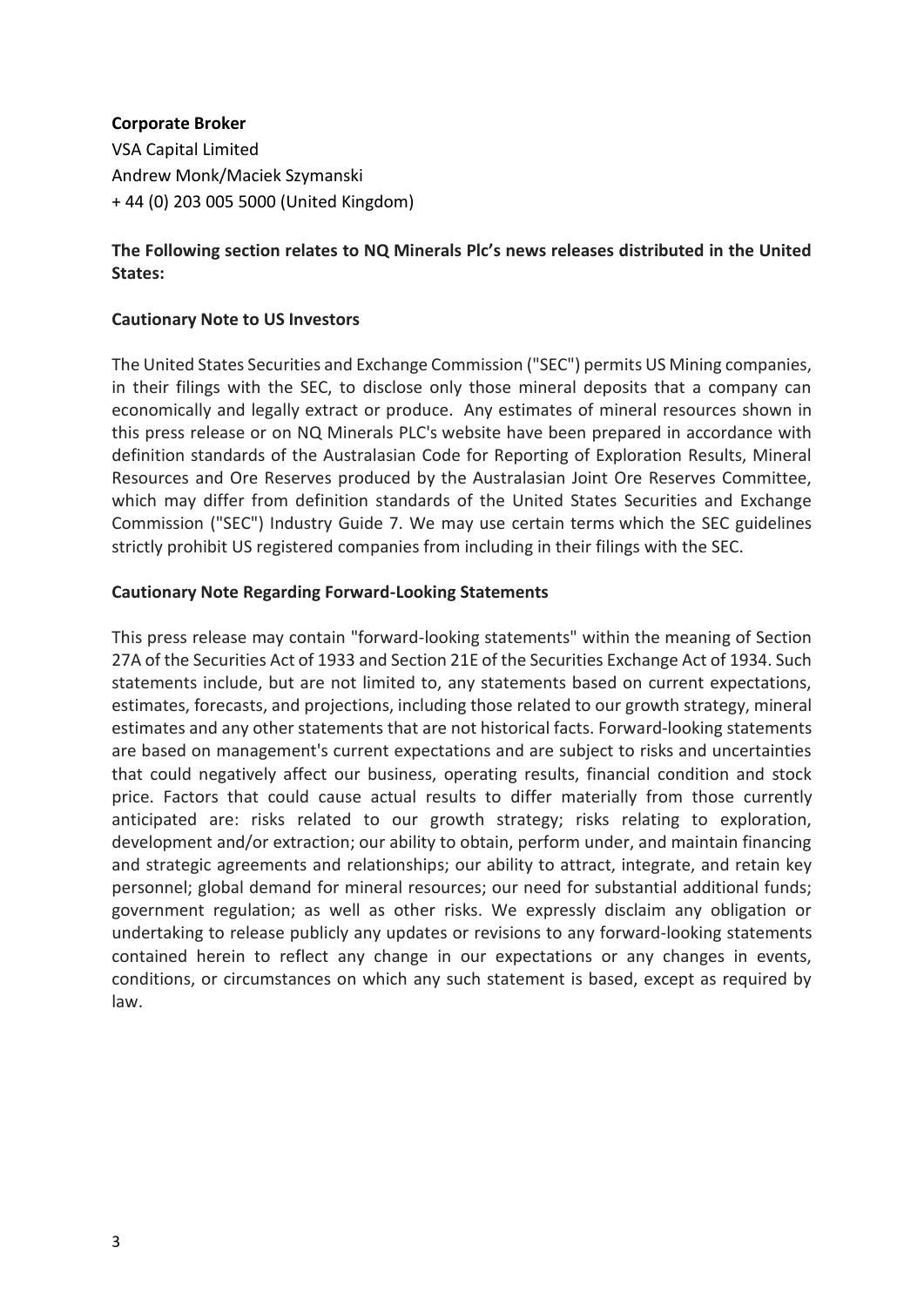**Corporate Broker**

VSA Capital Limited
Andrew Monk/Maciek Szymanski
+ 44 (0) 203 005 5000 (United Kingdom)

**The Following section relates to NQ Minerals Plc's news releases distributed in the United States:**

**Cautionary Note to US Investors**

The United States Securities and Exchange Commission ("SEC") permits US Mining companies, in their filings with the SEC, to disclose only those mineral deposits that a company can economically and legally extract or produce. Any estimates of mineral resources shown in this press release or on NQ Minerals PLC's website have been prepared in accordance with definition standards of the Australasian Code for Reporting of Exploration Results, Mineral Resources and Ore Reserves produced by the Australasian Joint Ore Reserves Committee, which may differ from definition standards of the United States Securities and Exchange Commission ("SEC") Industry Guide 7. We may use certain terms which the SEC guidelines strictly prohibit US registered companies from including in their filings with the SEC.

**Cautionary Note Regarding Forward-Looking Statements**

This press release may contain "forward-looking statements" within the meaning of Section 27A of the Securities Act of 1933 and Section 21E of the Securities Exchange Act of 1934. Such statements include, but are not limited to, any statements based on current expectations, estimates, forecasts, and projections, including those related to our growth strategy, mineral estimates and any other statements that are not historical facts. Forward-looking statements are based on management's current expectations and are subject to risks and uncertainties that could negatively affect our business, operating results, financial condition and stock price. Factors that could cause actual results to differ materially from those currently anticipated are: risks related to our growth strategy; risks relating to exploration, development and/or extraction; our ability to obtain, perform under, and maintain financing and strategic agreements and relationships; our ability to attract, integrate, and retain key personnel; global demand for mineral resources; our need for substantial additional funds; government regulation; as well as other risks. We expressly disclaim any obligation or undertaking to release publicly any updates or revisions to any forward-looking statements contained herein to reflect any change in our expectations or any changes in events, conditions, or circumstances on which any such statement is based, except as required by law.